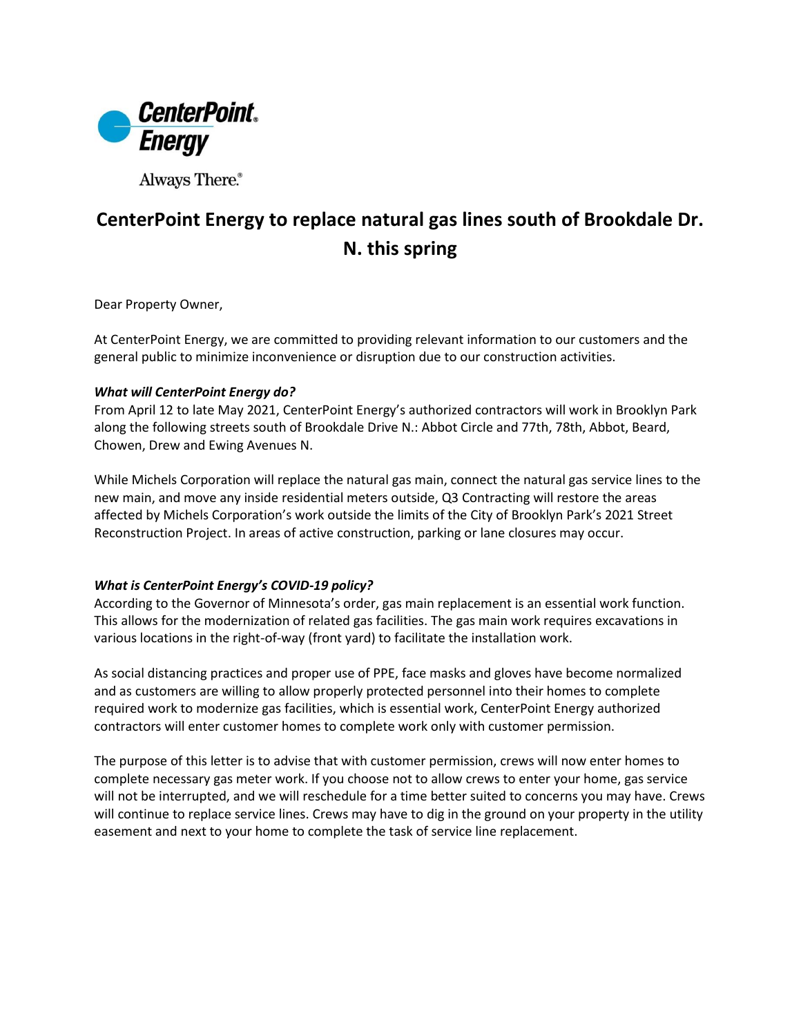CenterPoint Energy

Always There.®

# CenterPoint Energy to replace natural gas lines south of Brookdale Dr. N. this spring

Dear Property Owner,

At CenterPoint Energy, we are committed to providing relevant information to our customers and the general public to minimize inconvenience or disruption due to our construction activities.

***What will CenterPoint Energy do?***

From April 12 to late May 2021, CenterPoint Energy's authorized contractors will work in Brooklyn Park along the following streets south of Brookdale Drive N.: Abbot Circle and 77th, 78th, Abbot, Beard, Chowen, Drew and Ewing Avenues N.

While Michels Corporation will replace the natural gas main, connect the natural gas service lines to the new main, and move any inside residential meters outside, Q3 Contracting will restore the areas affected by Michels Corporation's work outside the limits of the City of Brooklyn Park's 2021 Street Reconstruction Project. In areas of active construction, parking or lane closures may occur.

***What is CenterPoint Energy's COVID-19 policy?***

According to the Governor of Minnesota's order, gas main replacement is an essential work function. This allows for the modernization of related gas facilities. The gas main work requires excavations in various locations in the right-of-way (front yard) to facilitate the installation work.

As social distancing practices and proper use of PPE, face masks and gloves have become normalized and as customers are willing to allow properly protected personnel into their homes to complete required work to modernize gas facilities, which is essential work, CenterPoint Energy authorized contractors will enter customer homes to complete work only with customer permission.

The purpose of this letter is to advise that with customer permission, crews will now enter homes to complete necessary gas meter work. If you choose not to allow crews to enter your home, gas service will not be interrupted, and we will reschedule for a time better suited to concerns you may have. Crews will continue to replace service lines. Crews may have to dig in the ground on your property in the utility easement and next to your home to complete the task of service line replacement.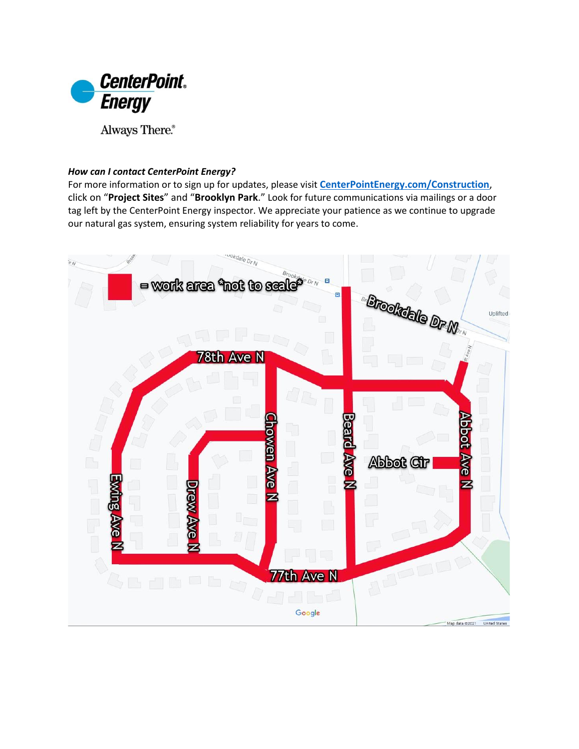CenterPoint Energy

Always There.®

***How can I contact CenterPoint Energy?***

For more information or to sign up for updates, please visit **CenterPointEnergy.com/Construction**, click on "**Project Sites**" and "**Brooklyn Park**." Look for future communications via mailings or a door tag left by the CenterPoint Energy inspector. We appreciate your patience as we continue to upgrade our natural gas system, ensuring system reliability for years to come.

= work area *not to scale*

Brookdale Dr N

78th Ave N

Chowen Ave N

Beard Ave N

Abbot Ave N

Abbot Cir

Ewing Ave N

Drew Ave N

77th Ave N